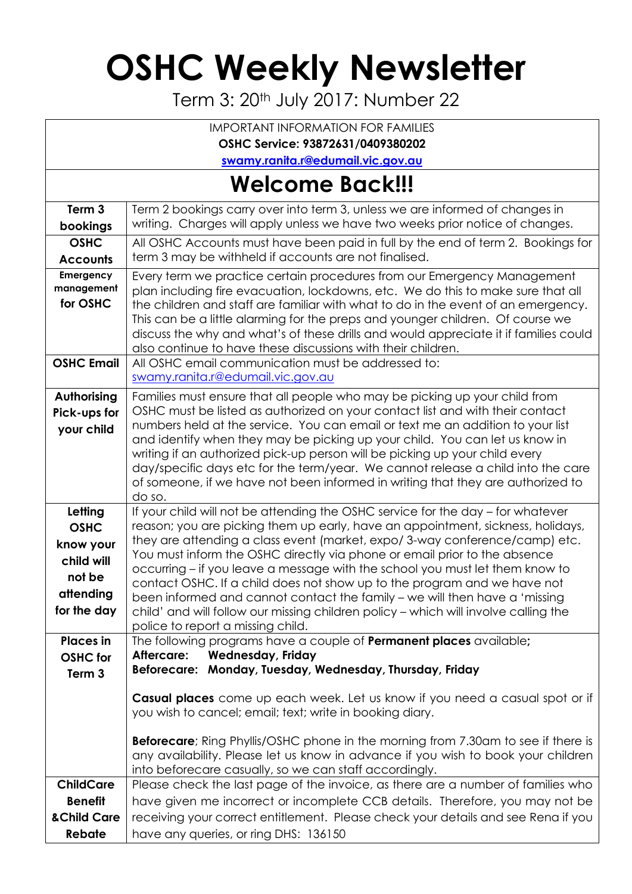# OSHC Weekly Newsletter

Term 3: 20th July 2017: Number 22

| IMPORTANT INFORMATION FOR FAMILIES<br>**OSHC Service: 93872631/0409380202**<br>**swamy.ranita.r@edumail.vic.gov.au** | |
|---|---|
| **Welcome Back!!!** | |
| **Term 3 bookings** | Term 2 bookings carry over into term 3, unless we are informed of changes in writing. Charges will apply unless we have two weeks prior notice of changes. |
| **OSHC Accounts** | All OSHC Accounts must have been paid in full by the end of term 2. Bookings for term 3 may be withheld if accounts are not finalised. |
| **Emergency management for OSHC** | Every term we practice certain procedures from our Emergency Management plan including fire evacuation, lockdowns, etc. We do this to make sure that all the children and staff are familiar with what to do in the event of an emergency. This can be a little alarming for the preps and younger children. Of course we discuss the why and what's of these drills and would appreciate it if families could also continue to have these discussions with their children. |
| **OSHC Email** | All OSHC email communication must be addressed to: swamy.ranita.r@edumail.vic.gov.au |
| **Authorising Pick-ups for your child** | Families must ensure that all people who may be picking up your child from OSHC must be listed as authorized on your contact list and with their contact numbers held at the service. You can email or text me an addition to your list and identify when they may be picking up your child. You can let us know in writing if an authorized pick-up person will be picking up your child every day/specific days etc for the term/year. We cannot release a child into the care of someone, if we have not been informed in writing that they are authorized to do so. |
| **Letting OSHC know your child will not be attending for the day** | If your child will not be attending the OSHC service for the day – for whatever reason; you are picking them up early, have an appointment, sickness, holidays, they are attending a class event (market, expo/ 3-way conference/camp) etc. You must inform the OSHC directly via phone or email prior to the absence occurring – if you leave a message with the school you must let them know to contact OSHC. If a child does not show up to the program and we have not been informed and cannot contact the family – we will then have a 'missing child' and will follow our missing children policy – which will involve calling the police to report a missing child. |
| **Places in OSHC for Term 3** | The following programs have a couple of **Permanent places** available;<br>**Aftercare: Wednesday, Friday**<br>**Beforecare: Monday, Tuesday, Wednesday, Thursday, Friday**<br><br>**Casual places** come up each week. Let us know if you need a casual spot or if you wish to cancel; email; text; write in booking diary.<br><br>**Beforecare**; Ring Phyllis/OSHC phone in the morning from 7.30am to see if there is any availability. Please let us know in advance if you wish to book your children into beforecare casually, so we can staff accordingly. |
| **ChildCare Benefit &Child Care Rebate** | Please check the last page of the invoice, as there are a number of families who have given me incorrect or incomplete CCB details. Therefore, you may not be receiving your correct entitlement. Please check your details and see Rena if you have any queries, or ring DHS: 136150 |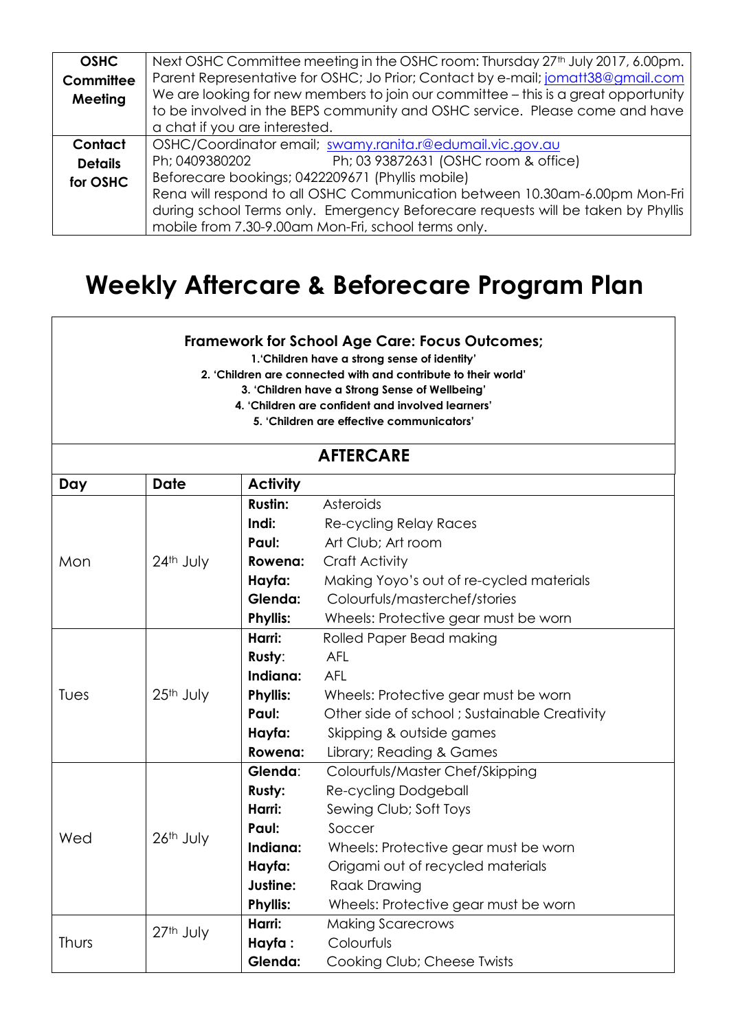| OSHC Committee Meeting | Next OSHC Committee meeting in the OSHC room: Thursday 27th July 2017, 6.00pm. Parent Representative for OSHC; Jo Prior; Contact by e-mail; jomatt38@gmail.com We are looking for new members to join our committee – this is a great opportunity to be involved in the BEPS community and OSHC service. Please come and have a chat if you are interested. |
|---|---|
| Contact Details for OSHC | OSHC/Coordinator email; swamy.ranita.r@edumail.vic.gov.au<br>Ph; 0409380202 Ph; 03 93872631 (OSHC room & office)<br>Beforecare bookings; 0422209671 (Phyllis mobile)<br>Rena will respond to all OSHC Communication between 10.30am-6.00pm Mon-Fri during school Terms only. Emergency Beforecare requests will be taken by Phyllis mobile from 7.30-9.00am Mon-Fri, school terms only. |

# Weekly Aftercare & Beforecare Program Plan

**Framework for School Age Care: Focus Outcomes;**

**1.'Children have a strong sense of identity'**
**2. 'Children are connected with and contribute to their world'**
**3. 'Children have a Strong Sense of Wellbeing'**
**4. 'Children are confident and involved learners'**
**5. 'Children are effective communicators'**

## AFTERCARE

| Day | Date | Activity | |
|---|---|---|---|
| Mon | 24th July | **Rustin:** | Asteroids |
| | | **Indi:** | Re-cycling Relay Races |
| | | **Paul:** | Art Club; Art room |
| | | **Rowena:** | Craft Activity |
| | | **Hayfa:** | Making Yoyo's out of re-cycled materials |
| | | **Glenda:** | Colourfuls/masterchef/stories |
| | | **Phyllis:** | Wheels: Protective gear must be worn |
| Tues | 25th July | **Harri:** | Rolled Paper Bead making |
| | | **Rusty**: | AFL |
| | | **Indiana:** | AFL |
| | | **Phyllis:** | Wheels: Protective gear must be worn |
| | | **Paul:** | Other side of school ; Sustainable Creativity |
| | | **Hayfa:** | Skipping & outside games |
| | | **Rowena:** | Library; Reading & Games |
| Wed | 26th July | **Glenda**: | Colourfuls/Master Chef/Skipping |
| | | **Rusty:** | Re-cycling Dodgeball |
| | | **Harri:** | Sewing Club; Soft Toys |
| | | **Paul:** | Soccer |
| | | **Indiana:** | Wheels: Protective gear must be worn |
| | | **Hayfa:** | Origami out of recycled materials |
| | | **Justine:** | Raak Drawing |
| | | **Phyllis:** | Wheels: Protective gear must be worn |
| Thurs | 27th July | **Harri:** | Making Scarecrows |
| | | **Hayfa :** | Colourfuls |
| | | **Glenda:** | Cooking Club; Cheese Twists |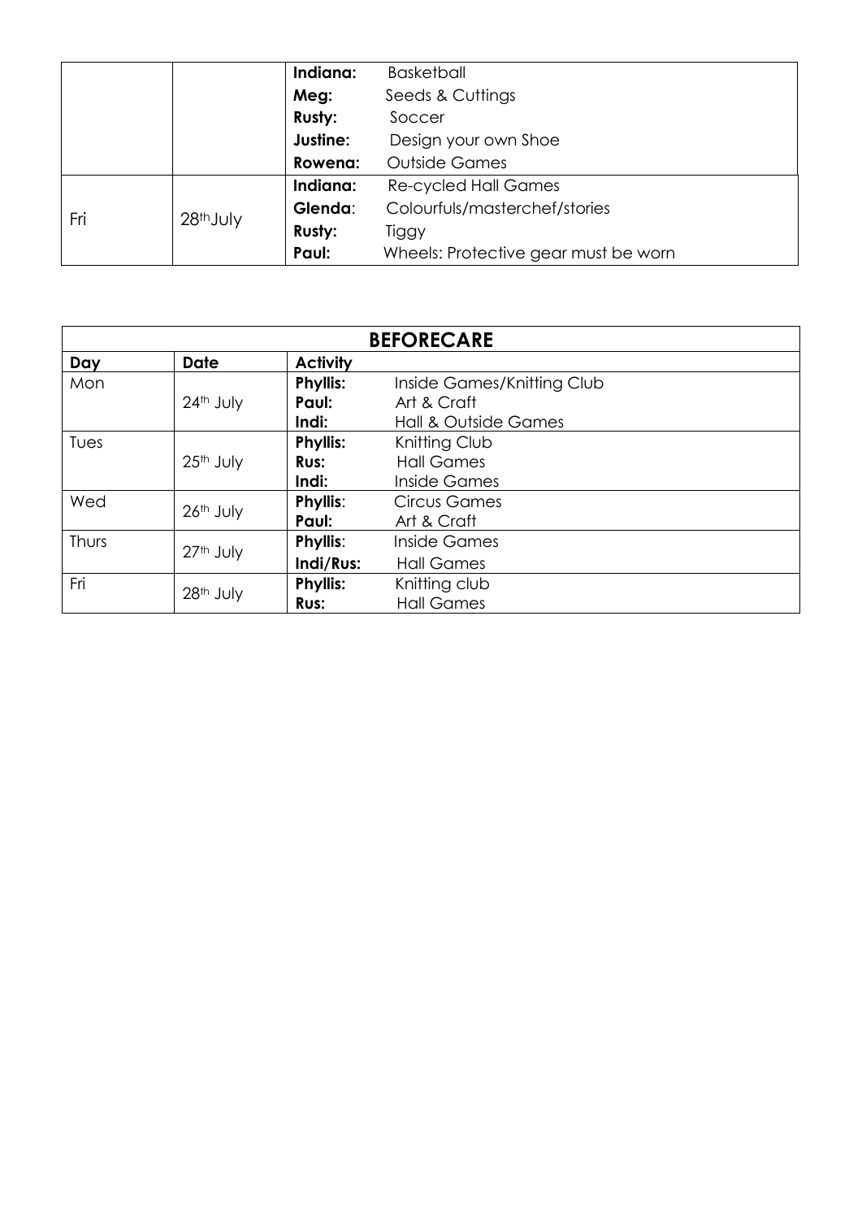| | | | |
|---|---|---|---|
| | | **Indiana:** | Basketball |
| | | **Meg:** | Seeds & Cuttings |
| | | **Rusty:** | Soccer |
| | | **Justine:** | Design your own Shoe |
| | | **Rowena:** | Outside Games |
| Fri | 28th July | **Indiana:** | Re-cycled Hall Games |
| | | **Glenda**: | Colourfuls/masterchef/stories |
| | | **Rusty:** | Tiggy |
| | | **Paul:** | Wheels: Protective gear must be worn |

| **BEFORECARE** | | | |
|---|---|---|---|
| **Day** | **Date** | **Activity** | |
| Mon | 24th July | **Phyllis:** | Inside Games/Knitting Club |
| | | **Paul:** | Art & Craft |
| | | **Indi:** | Hall & Outside Games |
| Tues | 25th July | **Phyllis:** | Knitting Club |
| | | **Rus:** | Hall Games |
| | | **Indi:** | Inside Games |
| Wed | 26th July | **Phyllis**: | Circus Games |
| | | **Paul:** | Art & Craft |
| Thurs | 27th July | **Phyllis**: | Inside Games |
| | | **Indi/Rus:** | Hall Games |
| Fri | 28th July | **Phyllis:** | Knitting club |
| | | **Rus:** | Hall Games |